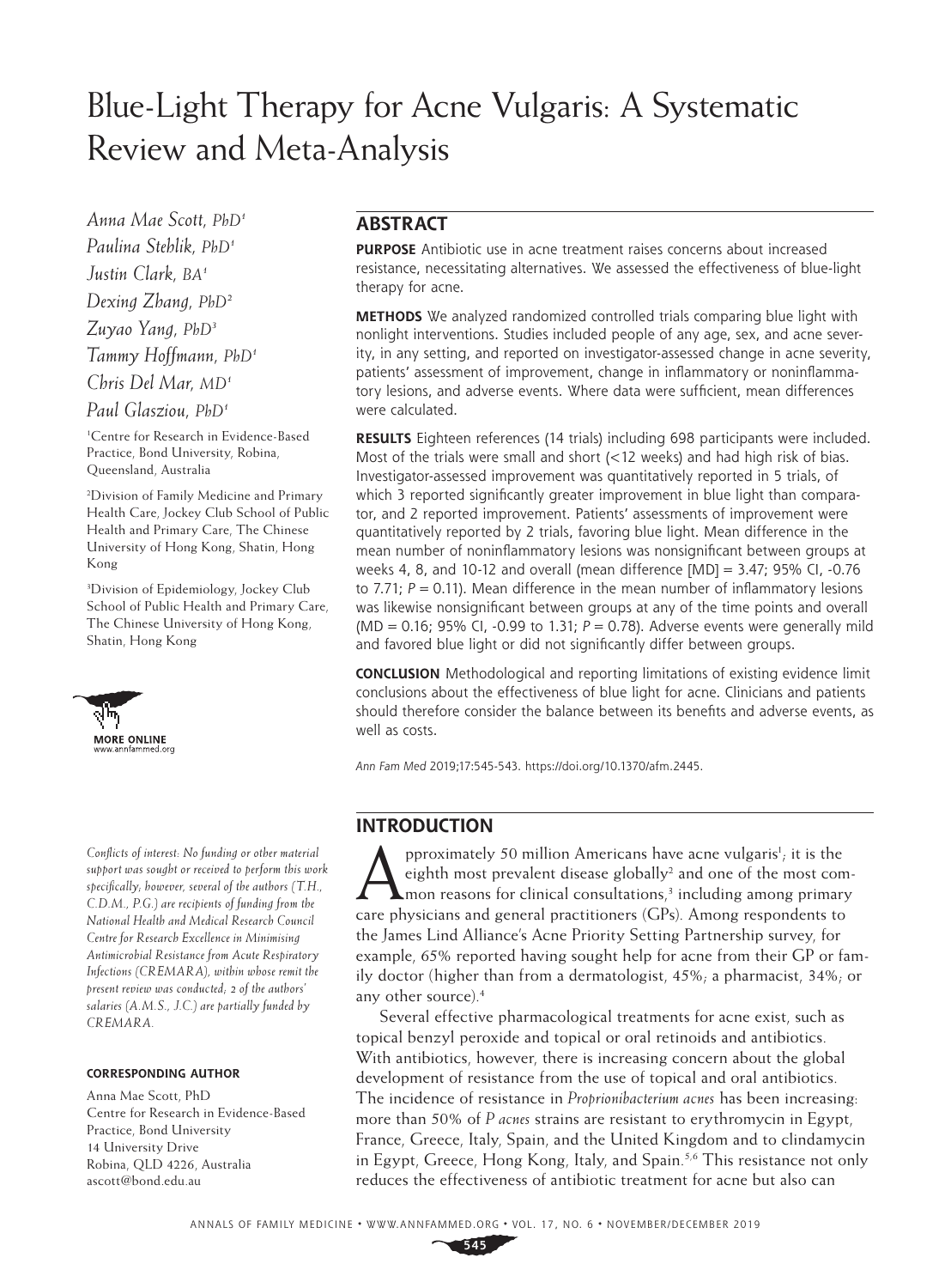# Blue-Light Therapy for Acne Vulgaris: A Systematic Review and Meta-Analysis

*Anna Mae Scott, PhD*[1]
*Paulina Stehlik, PhD*[1]
*Justin Clark, BA*[1]
*Dexing Zhang, PhD*[2]
*Zuyao Yang, PhD*[3]
*Tammy Hoffmann, PhD*[1]
*Chris Del Mar, MD*[1]
*Paul Glasziou, PhD*[1]

[1]Centre for Research in Evidence-Based Practice, Bond University, Robina, Queensland, Australia

[2]Division of Family Medicine and Primary Health Care, Jockey Club School of Public Health and Primary Care, The Chinese University of Hong Kong, Shatin, Hong Kong

[3]Division of Epidemiology, Jockey Club School of Public Health and Primary Care, The Chinese University of Hong Kong, Shatin, Hong Kong

MORE ONLINE
www.annfammed.org

*Conflicts of interest: No funding or other material support was sought or received to perform this work specifically; however, several of the authors (T.H., C.D.M., P.G.) are recipients of funding from the National Health and Medical Research Council Centre for Research Excellence in Minimising Antimicrobial Resistance from Acute Respiratory Infections (CREMARA), within whose remit the present review was conducted; 2 of the authors' salaries (A.M.S., J.C.) are partially funded by CREMARA.*

**CORRESPONDING AUTHOR**

Anna Mae Scott, PhD
Centre for Research in Evidence-Based Practice, Bond University
14 University Drive
Robina, QLD 4226, Australia
ascott@bond.edu.au

## ABSTRACT

**PURPOSE** Antibiotic use in acne treatment raises concerns about increased resistance, necessitating alternatives. We assessed the effectiveness of blue-light therapy for acne.

**METHODS** We analyzed randomized controlled trials comparing blue light with nonlight interventions. Studies included people of any age, sex, and acne severity, in any setting, and reported on investigator-assessed change in acne severity, patients' assessment of improvement, change in inflammatory or noninflammatory lesions, and adverse events. Where data were sufficient, mean differences were calculated.

**RESULTS** Eighteen references (14 trials) including 698 participants were included. Most of the trials were small and short (<12 weeks) and had high risk of bias. Investigator-assessed improvement was quantitatively reported in 5 trials, of which 3 reported significantly greater improvement in blue light than comparator, and 2 reported improvement. Patients' assessments of improvement were quantitatively reported by 2 trials, favoring blue light. Mean difference in the mean number of noninflammatory lesions was nonsignificant between groups at weeks 4, 8, and 10-12 and overall (mean difference [MD] = 3.47; 95% CI, -0.76 to 7.71; $P = 0.11$). Mean difference in the mean number of inflammatory lesions was likewise nonsignificant between groups at any of the time points and overall (MD = 0.16; 95% CI, -0.99 to 1.31; $P = 0.78$). Adverse events were generally mild and favored blue light or did not significantly differ between groups.

**CONCLUSION** Methodological and reporting limitations of existing evidence limit conclusions about the effectiveness of blue light for acne. Clinicians and patients should therefore consider the balance between its benefits and adverse events, as well as costs.

*Ann Fam Med* 2019;17:545-543. https://doi.org/10.1370/afm.2445.

## INTRODUCTION

Approximately 50 million Americans have acne vulgaris[1]; it is the eighth most prevalent disease globally[2] and one of the most common reasons for clinical consultations,[3] including among primary care physicians and general practitioners (GPs). Among respondents to the James Lind Alliance's Acne Priority Setting Partnership survey, for example, 65% reported having sought help for acne from their GP or family doctor (higher than from a dermatologist, 45%; a pharmacist, 34%; or any other source).[4]

Several effective pharmacological treatments for acne exist, such as topical benzyl peroxide and topical or oral retinoids and antibiotics. With antibiotics, however, there is increasing concern about the global development of resistance from the use of topical and oral antibiotics. The incidence of resistance in *Proprionibacterium acnes* has been increasing: more than 50% of *P acnes* strains are resistant to erythromycin in Egypt, France, Greece, Italy, Spain, and the United Kingdom and to clindamycin in Egypt, Greece, Hong Kong, Italy, and Spain.[5,6] This resistance not only reduces the effectiveness of antibiotic treatment for acne but also can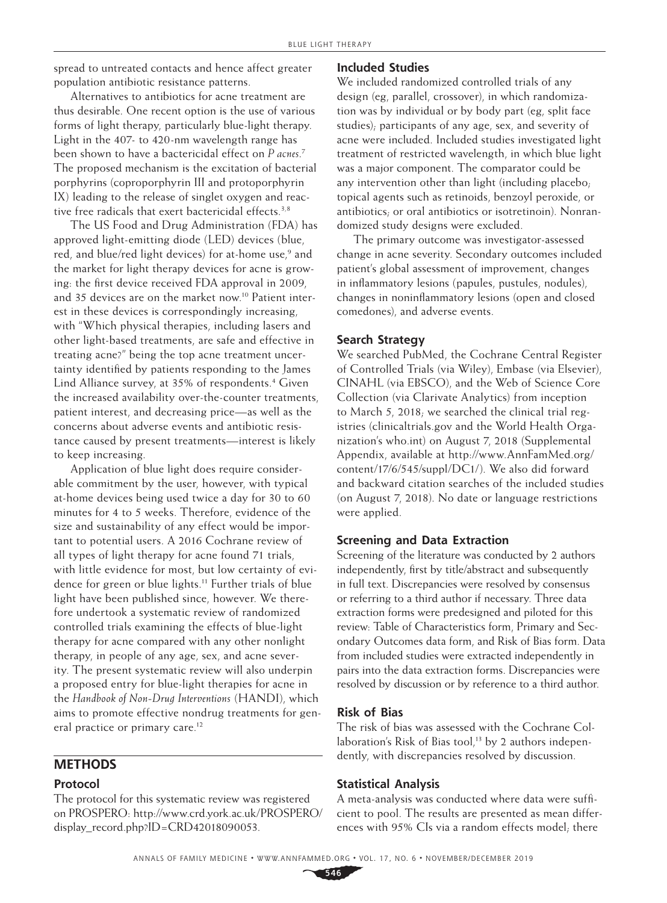spread to untreated contacts and hence affect greater population antibiotic resistance patterns.

Alternatives to antibiotics for acne treatment are thus desirable. One recent option is the use of various forms of light therapy, particularly blue-light therapy. Light in the 407- to 420-nm wavelength range has been shown to have a bactericidal effect on *P acnes*.[7] The proposed mechanism is the excitation of bacterial porphyrins (coproporphyrin III and protoporphyrin IX) leading to the release of singlet oxygen and reactive free radicals that exert bactericidal effects.[3,8]

The US Food and Drug Administration (FDA) has approved light-emitting diode (LED) devices (blue, red, and blue/red light devices) for at-home use,[9] and the market for light therapy devices for acne is growing: the first device received FDA approval in 2009, and 35 devices are on the market now.[10] Patient interest in these devices is correspondingly increasing, with "Which physical therapies, including lasers and other light-based treatments, are safe and effective in treating acne?" being the top acne treatment uncertainty identified by patients responding to the James Lind Alliance survey, at 35% of respondents.[4] Given the increased availability over-the-counter treatments, patient interest, and decreasing price—as well as the concerns about adverse events and antibiotic resistance caused by present treatments—interest is likely to keep increasing.

Application of blue light does require considerable commitment by the user, however, with typical at-home devices being used twice a day for 30 to 60 minutes for 4 to 5 weeks. Therefore, evidence of the size and sustainability of any effect would be important to potential users. A 2016 Cochrane review of all types of light therapy for acne found 71 trials, with little evidence for most, but low certainty of evidence for green or blue lights.[11] Further trials of blue light have been published since, however. We therefore undertook a systematic review of randomized controlled trials examining the effects of blue-light therapy for acne compared with any other nonlight therapy, in people of any age, sex, and acne severity. The present systematic review will also underpin a proposed entry for blue-light therapies for acne in the *Handbook of Non-Drug Interventions* (HANDI), which aims to promote effective nondrug treatments for general practice or primary care.[12]

## METHODS

### Protocol

The protocol for this systematic review was registered on PROSPERO: http://www.crd.york.ac.uk/PROSPERO/display_record.php?ID=CRD42018090053.

### Included Studies

We included randomized controlled trials of any design (eg, parallel, crossover), in which randomization was by individual or by body part (eg, split face studies); participants of any age, sex, and severity of acne were included. Included studies investigated light treatment of restricted wavelength, in which blue light was a major component. The comparator could be any intervention other than light (including placebo; topical agents such as retinoids, benzoyl peroxide, or antibiotics; or oral antibiotics or isotretinoin). Nonrandomized study designs were excluded.

The primary outcome was investigator-assessed change in acne severity. Secondary outcomes included patient's global assessment of improvement, changes in inflammatory lesions (papules, pustules, nodules), changes in noninflammatory lesions (open and closed comedones), and adverse events.

### Search Strategy

We searched PubMed, the Cochrane Central Register of Controlled Trials (via Wiley), Embase (via Elsevier), CINAHL (via EBSCO), and the Web of Science Core Collection (via Clarivate Analytics) from inception to March 5, 2018; we searched the clinical trial registries (clinicaltrials.gov and the World Health Organization's who.int) on August 7, 2018 (Supplemental Appendix, available at http://www.AnnFamMed.org/content/17/6/545/suppl/DC1/). We also did forward and backward citation searches of the included studies (on August 7, 2018). No date or language restrictions were applied.

### Screening and Data Extraction

Screening of the literature was conducted by 2 authors independently, first by title/abstract and subsequently in full text. Discrepancies were resolved by consensus or referring to a third author if necessary. Three data extraction forms were predesigned and piloted for this review: Table of Characteristics form, Primary and Secondary Outcomes data form, and Risk of Bias form. Data from included studies were extracted independently in pairs into the data extraction forms. Discrepancies were resolved by discussion or by reference to a third author.

### Risk of Bias

The risk of bias was assessed with the Cochrane Collaboration's Risk of Bias tool,[13] by 2 authors independently, with discrepancies resolved by discussion.

### Statistical Analysis

A meta-analysis was conducted where data were sufficient to pool. The results are presented as mean differences with 95% CIs via a random effects model; there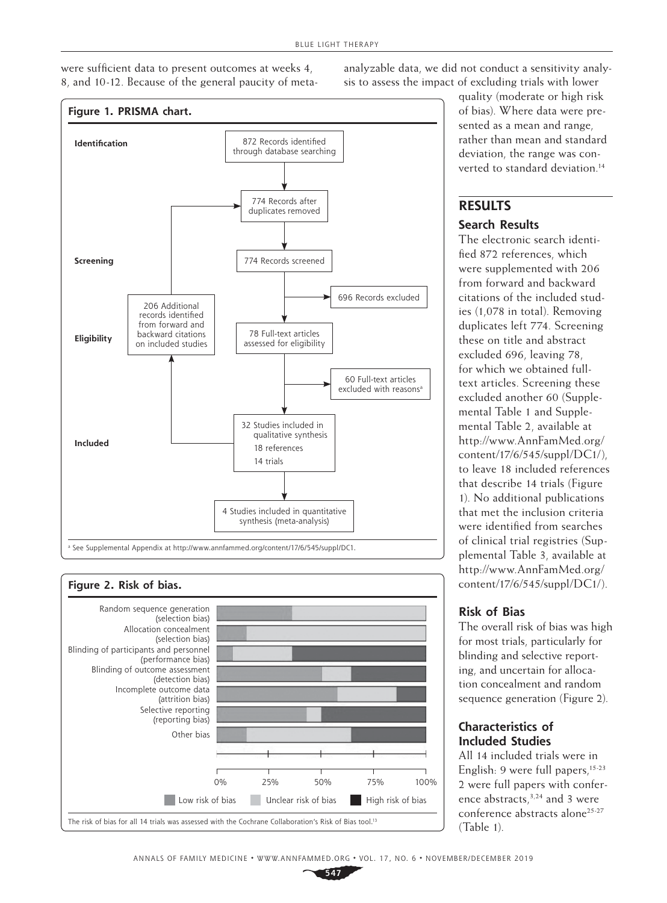were sufficient data to present outcomes at weeks 4, 8, and 10-12. Because of the general paucity of meta-analyzable data, we did not conduct a sensitivity analysis to assess the impact of excluding trials with lower quality (moderate or high risk of bias). Where data were presented as a mean and range, rather than mean and standard deviation, the range was converted to standard deviation.[14]

**Figure 1. PRISMA chart.**

**Identification**

872 Records identified through database searching

774 Records after duplicates removed

**Screening**

774 Records screened

696 Records excluded

**Eligibility**

206 Additional records identified from forward and backward citations on included studies

78 Full-text articles assessed for eligibility

60 Full-text articles excluded with reasons[a]

**Included**

32 Studies included in qualitative synthesis
18 references
14 trials

4 Studies included in quantitative synthesis (meta-analysis)

[a] See Supplemental Appendix at http://www.annfammed.org/content/17/6/545/suppl/DC1.

**Figure 2. Risk of bias.**

Random sequence generation (selection bias)
Allocation concealment (selection bias)
Blinding of participants and personnel (performance bias)
Blinding of outcome assessment (detection bias)
Incomplete outcome data (attrition bias)
Selective reporting (reporting bias)
Other bias

0% 25% 50% 75% 100%

Low risk of bias | Unclear risk of bias | High risk of bias

The risk of bias for all 14 trials was assessed with the Cochrane Collaboration's Risk of Bias tool.[13]

## RESULTS

### Search Results

The electronic search identified 872 references, which were supplemented with 206 from forward and backward citations of the included studies (1,078 in total). Removing duplicates left 774. Screening these on title and abstract excluded 696, leaving 78, for which we obtained full-text articles. Screening these excluded another 60 (Supplemental Table 1 and Supplemental Table 2, available at http://www.AnnFamMed.org/content/17/6/545/suppl/DC1/), to leave 18 included references that describe 14 trials (Figure 1). No additional publications that met the inclusion criteria were identified from searches of clinical trial registries (Supplemental Table 3, available at http://www.AnnFamMed.org/content/17/6/545/suppl/DC1/).

### Risk of Bias

The overall risk of bias was high for most trials, particularly for blinding and selective reporting, and uncertain for allocation concealment and random sequence generation (Figure 2).

### Characteristics of Included Studies

All 14 included trials were in English: 9 were full papers,[15-23] 2 were full papers with conference abstracts,[3,24] and 3 were conference abstracts alone[25-27] (Table 1).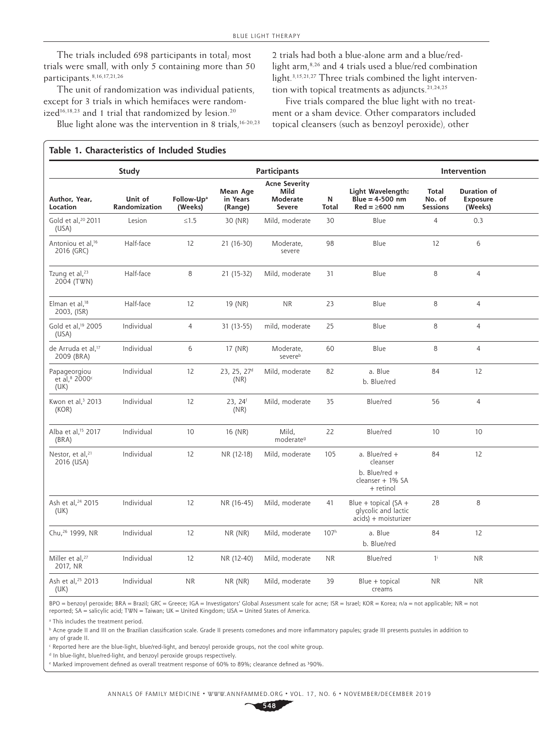The trials included 698 participants in total; most trials were small, with only 5 containing more than 50 participants.[8,16,17,21,26]

The unit of randomization was individual patients, except for 3 trials in which hemifaces were randomized[16,18,23] and 1 trial that randomized by lesion.[20]

Blue light alone was the intervention in 8 trials,[16-20,23] 2 trials had both a blue-alone arm and a blue/red-light arm,[8,26] and 4 trials used a blue/red combination light.[3,15,21,27] Three trials combined the light intervention with topical treatments as adjuncts.[21,24,25]

Five trials compared the blue light with no treatment or a sham device. Other comparators included topical cleansers (such as benzoyl peroxide), other

**Table 1. Characteristics of Included Studies**

| Study | | | Participants | | | Intervention | | |
|---|---|---|---|---|---|---|---|---|
| Author, Year, Location | Unit of Randomization | Follow-Up[a] (Weeks) | Mean Age in Years (Range) | Acne Severity Mild Moderate Severe | N Total | Light Wavelength: Blue = 4-500 nm Red = ≥600 nm | Total No. of Sessions | Duration of Exposure (Weeks) |
| Gold et al,[20] 2011 (USA) | Lesion | ≤1.5 | 30 (NR) | Mild, moderate | 30 | Blue | 4 | 0.3 |
| Antoniou et al,[16] 2016 (GRC) | Half-face | 12 | 21 (16-30) | Moderate, severe | 98 | Blue | 12 | 6 |
| Tzung et al,[23] 2004 (TWN) | Half-face | 8 | 21 (15-32) | Mild, moderate | 31 | Blue | 8 | 4 |
| Elman et al,[18] 2003, (ISR) | Half-face | 12 | 19 (NR) | NR | 23 | Blue | 8 | 4 |
| Gold et al,[19] 2005 (USA) | Individual | 4 | 31 (13-55) | mild, moderate | 25 | Blue | 8 | 4 |
| de Arruda et al,[17] 2009 (BRA) | Individual | 6 | 17 (NR) | Moderate, severe[b] | 60 | Blue | 8 | 4 |
| Papageorgiou et al,[8] 2000[c] (UK) | Individual | 12 | 23, 25, 27[d] (NR) | Mild, moderate | 82 | a. Blue<br>b. Blue/red | 84 | 12 |
| Kwon et al,[3] 2013 (KOR) | Individual | 12 | 23, 24[f] (NR) | Mild, moderate | 35 | Blue/red | 56 | 4 |
| Alba et al,[15] 2017 (BRA) | Individual | 10 | 16 (NR) | Mild, moderate[g] | 22 | Blue/red | 10 | 10 |
| Nestor, et al,[21] 2016 (USA) | Individual | 12 | NR (12-18) | Mild, moderate | 105 | a. Blue/red + cleanser<br>b. Blue/red + cleanser + 1% SA + retinol | 84 | 12 |
| Ash et al,[24] 2015 (UK) | Individual | 12 | NR (16-45) | Mild, moderate | 41 | Blue + topical (SA + glycolic and lactic acids) + moisturizer | 28 | 8 |
| Chu,[26] 1999, NR | Individual | 12 | NR (NR) | Mild, moderate | 107[h] | a. Blue<br>b. Blue/red | 84 | 12 |
| Miller et al,[27] 2017, NR | Individual | 12 | NR (12-40) | Mild, moderate | NR | Blue/red | 1[i] | NR |
| Ash et al,[25] 2013 (UK) | Individual | NR | NR (NR) | Mild, moderate | 39 | Blue + topical creams | NR | NR |

BPO = benzoyl peroxide; BRA = Brazil; GRC = Greece; IGA = Investigators' Global Assessment scale for acne; ISR = Israel; KOR = Korea; n/a = not applicable; NR = not reported; SA = salicylic acid; TWN = Taiwan; UK = United Kingdom; USA = United States of America.

[a] This includes the treatment period.

[b] Acne grade II and III on the Brazilian classification scale. Grade II presents comedones and more inflammatory papules; grade III presents pustules in addition to any of grade II.

[c] Reported here are the blue-light, blue/red-light, and benzoyl peroxide groups, not the cool white group.

[d] In blue-light, blue/red-light, and benzoyl peroxide groups respectively.

[e] Marked improvement defined as overall treatment response of 60% to 89%; clearance defined as ³90%.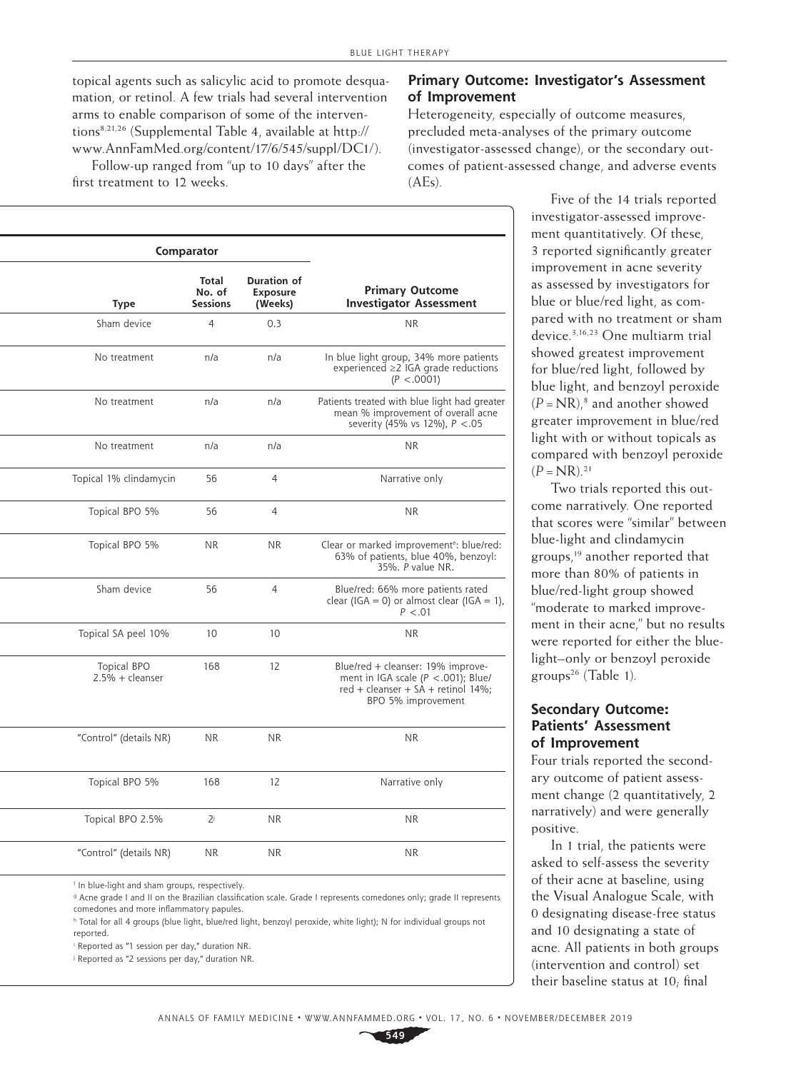topical agents such as salicylic acid to promote desquamation, or retinol. A few trials had several intervention arms to enable comparison of some of the interventions[8,21,26] (Supplemental Table 4, available at http://www.AnnFamMed.org/content/17/6/545/suppl/DC1/).

Follow-up ranged from "up to 10 days" after the first treatment to 12 weeks.

| Comparator | | | |
|---|---|---|---|
| **Type** | **Total No. of Sessions** | **Duration of Exposure (Weeks)** | **Primary Outcome Investigator Assessment** |
| Sham device | 4 | 0.3 | NR |
| No treatment | n/a | n/a | In blue light group, 34% more patients experienced ≥2 IGA grade reductions ($P < .0001$) |
| No treatment | n/a | n/a | Patients treated with blue light had greater mean % improvement of overall acne severity (45% vs 12%), $P < .05$ |
| No treatment | n/a | n/a | NR |
| Topical 1% clindamycin | 56 | 4 | Narrative only |
| Topical BPO 5% | 56 | 4 | NR |
| Topical BPO 5% | NR | NR | Clear or marked improvement[e]: blue/red: 63% of patients, blue 40%, benzoyl: 35%. P value NR. |
| Sham device | 56 | 4 | Blue/red: 66% more patients rated clear (IGA = 0) or almost clear (IGA = 1), $P < .01$ |
| Topical SA peel 10% | 10 | 10 | NR |
| Topical BPO 2.5% + cleanser | 168 | 12 | Blue/red + cleanser: 19% improvement in IGA scale ($P < .001$); Blue/red + cleanser + SA + retinol 14%; BPO 5% improvement |
| "Control" (details NR) | NR | NR | NR |
| Topical BPO 5% | 168 | 12 | Narrative only |
| Topical BPO 2.5% | 2[j] | NR | NR |
| "Control" (details NR) | NR | NR | NR |

[f] In blue-light and sham groups, respectively.

[g] Acne grade I and II on the Brazilian classification scale. Grade I represents comedones only; grade II represents comedones and more inflammatory papules.

[h] Total for all 4 groups (blue light, blue/red light, benzoyl peroxide, white light); N for individual groups not reported.

[i] Reported as "1 session per day," duration NR.

[j] Reported as "2 sessions per day," duration NR.

## Primary Outcome: Investigator's Assessment of Improvement

Heterogeneity, especially of outcome measures, precluded meta-analyses of the primary outcome (investigator-assessed change), or the secondary outcomes of patient-assessed change, and adverse events (AEs).

Five of the 14 trials reported investigator-assessed improvement quantitatively. Of these, 3 reported significantly greater improvement in acne severity as assessed by investigators for blue or blue/red light, as compared with no treatment or sham device.[3,16,23] One multiarm trial showed greatest improvement for blue/red light, followed by blue light, and benzoyl peroxide ($P$ = NR),[8] and another showed greater improvement in blue/red light with or without topicals as compared with benzoyl peroxide ($P$ = NR).[21]

Two trials reported this outcome narratively. One reported that scores were "similar" between blue-light and clindamycin groups,[19] another reported that more than 80% of patients in blue/red-light group showed "moderate to marked improvement in their acne," but no results were reported for either the blue-light–only or benzoyl peroxide groups[26] (Table 1).

## Secondary Outcome: Patients' Assessment of Improvement

Four trials reported the secondary outcome of patient assessment change (2 quantitatively, 2 narratively) and were generally positive.

In 1 trial, the patients were asked to self-assess the severity of their acne at baseline, using the Visual Analogue Scale, with 0 designating disease-free status and 10 designating a state of acne. All patients in both groups (intervention and control) set their baseline status at 10; final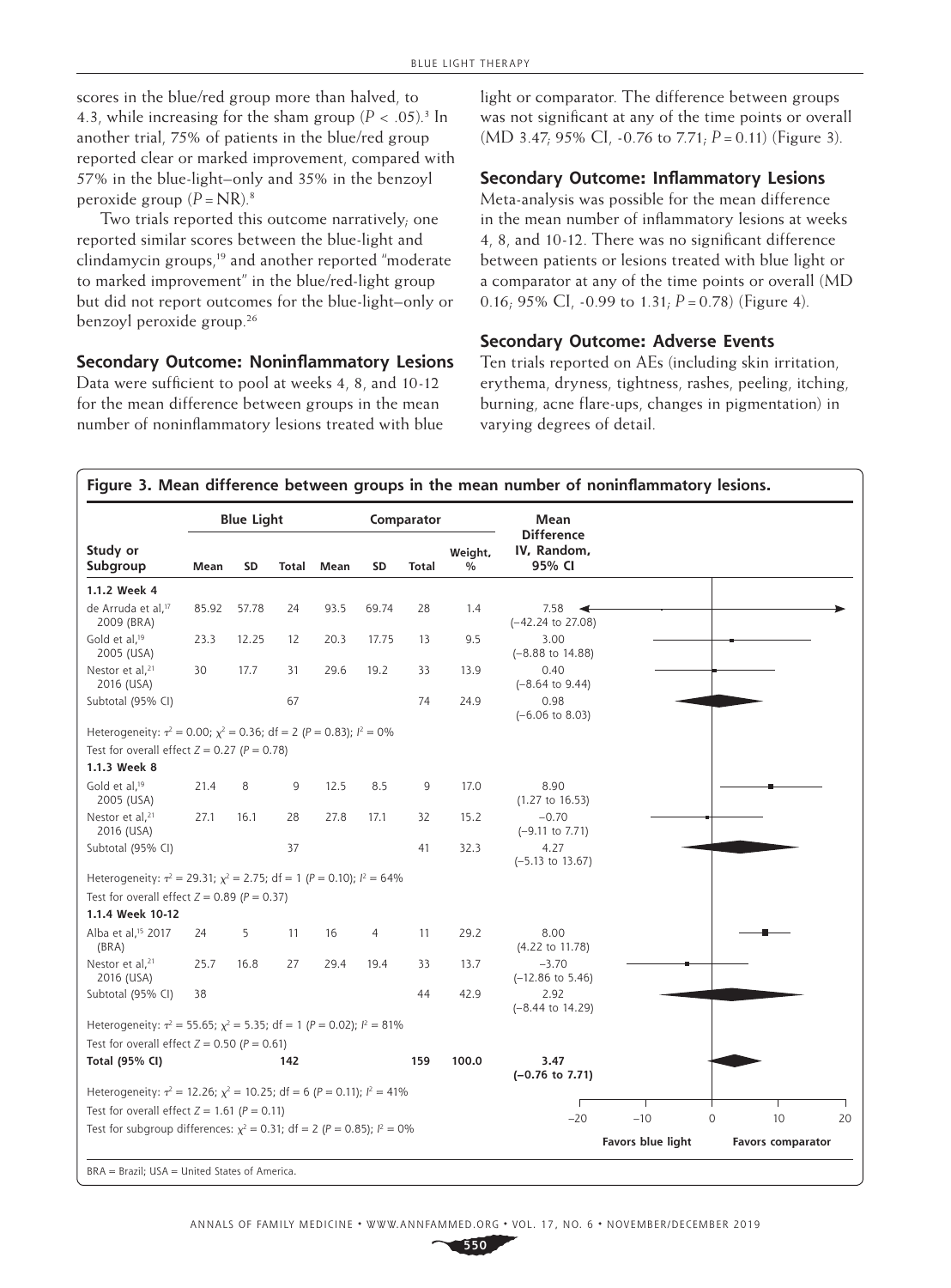scores in the blue/red group more than halved, to 4.3, while increasing for the sham group ($P < .05$).[3] In another trial, 75% of patients in the blue/red group reported clear or marked improvement, compared with 57% in the blue-light–only and 35% in the benzoyl peroxide group ($P$ = NR).[8]

Two trials reported this outcome narratively; one reported similar scores between the blue-light and clindamycin groups,[19] and another reported "moderate to marked improvement" in the blue/red-light group but did not report outcomes for the blue-light–only or benzoyl peroxide group.[26]

### Secondary Outcome: Noninflammatory Lesions

Data were sufficient to pool at weeks 4, 8, and 10-12 for the mean difference between groups in the mean number of noninflammatory lesions treated with blue light or comparator. The difference between groups was not significant at any of the time points or overall (MD 3.47; 95% CI, -0.76 to 7.71; $P = 0.11$) (Figure 3).

### Secondary Outcome: Inflammatory Lesions

Meta-analysis was possible for the mean difference in the mean number of inflammatory lesions at weeks 4, 8, and 10-12. There was no significant difference between patients or lesions treated with blue light or a comparator at any of the time points or overall (MD 0.16; 95% CI, -0.99 to 1.31; $P = 0.78$) (Figure 4).

### Secondary Outcome: Adverse Events

Ten trials reported on AEs (including skin irritation, erythema, dryness, tightness, rashes, peeling, itching, burning, acne flare-ups, changes in pigmentation) in varying degrees of detail.

**Figure 3. Mean difference between groups in the mean number of noninflammatory lesions.**

| Study or Subgroup | Blue Light | | | Comparator | | | Weight, % | Mean Difference IV, Random, 95% CI |
|---|---|---|---|---|---|---|---|---|
| | Mean | SD | Total | Mean | SD | Total | | |
| **1.1.2 Week 4** | | | | | | | | |
| de Arruda et al,[17] 2009 (BRA) | 85.92 | 57.78 | 24 | 93.5 | 69.74 | 28 | 1.4 | 7.58 (−42.24 to 27.08) |
| Gold et al,[19] 2005 (USA) | 23.3 | 12.25 | 12 | 20.3 | 17.75 | 13 | 9.5 | 3.00 (−8.88 to 14.88) |
| Nestor et al,[21] 2016 (USA) | 30 | 17.7 | 31 | 29.6 | 19.2 | 33 | 13.9 | 0.40 (−8.64 to 9.44) |
| Subtotal (95% CI) | | | 67 | | | 74 | 24.9 | 0.98 (−6.06 to 8.03) |
| Heterogeneity: $\tau^2 = 0.00$; $\chi^2 = 0.36$; df = 2 ($P = 0.83$); $I^2 = 0\%$ | | | | | | | | |
| Test for overall effect $Z = 0.27$ ($P = 0.78$) | | | | | | | | |
| **1.1.3 Week 8** | | | | | | | | |
| Gold et al,[19] 2005 (USA) | 21.4 | 8 | 9 | 12.5 | 8.5 | 9 | 17.0 | 8.90 (1.27 to 16.53) |
| Nestor et al,[21] 2016 (USA) | 27.1 | 16.1 | 28 | 27.8 | 17.1 | 32 | 15.2 | −0.70 (−9.11 to 7.71) |
| Subtotal (95% CI) | | | 37 | | | 41 | 32.3 | 4.27 (−5.13 to 13.67) |
| Heterogeneity: $\tau^2 = 29.31$; $\chi^2 = 2.75$; df = 1 ($P = 0.10$); $I^2 = 64\%$ | | | | | | | | |
| Test for overall effect $Z = 0.89$ ($P = 0.37$) | | | | | | | | |
| **1.1.4 Week 10-12** | | | | | | | | |
| Alba et al,[15] 2017 (BRA) | 24 | 5 | 11 | 16 | 4 | 11 | 29.2 | 8.00 (4.22 to 11.78) |
| Nestor et al,[21] 2016 (USA) | 25.7 | 16.8 | 27 | 29.4 | 19.4 | 33 | 13.7 | −3.70 (−12.86 to 5.46) |
| Subtotal (95% CI) | 38 | | | | | 44 | 42.9 | 2.92 (−8.44 to 14.29) |
| Heterogeneity: $\tau^2 = 55.65$; $\chi^2 = 5.35$; df = 1 ($P = 0.02$); $I^2 = 81\%$ | | | | | | | | |
| Test for overall effect $Z = 0.50$ ($P = 0.61$) | | | | | | | | |
| **Total (95% CI)** | | | **142** | | | **159** | **100.0** | **3.47 (−0.76 to 7.71)** |
| Heterogeneity: $\tau^2 = 12.26$; $\chi^2 = 10.25$; df = 6 ($P = 0.11$); $I^2 = 41\%$ | | | | | | | | |
| Test for overall effect $Z = 1.61$ ($P = 0.11$) | | | | | | | | |
| Test for subgroup differences: $\chi^2 = 0.31$; df = 2 ($P = 0.85$); $I^2 = 0\%$ | | | | | | | | |

Axis: −20, −10, 0, 10, 20. **Favors blue light** | **Favors comparator**

BRA = Brazil; USA = United States of America.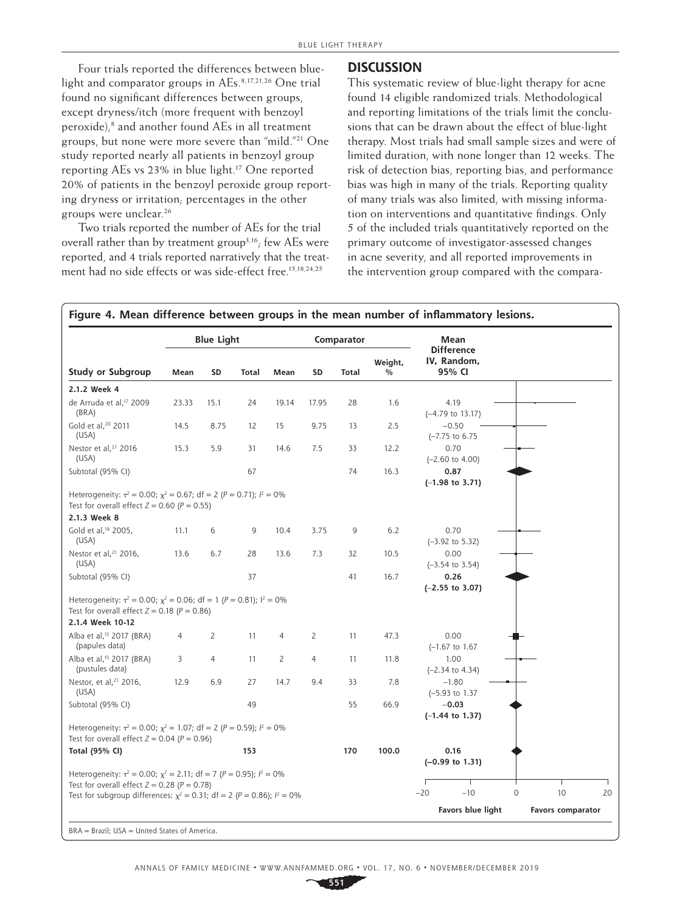Four trials reported the differences between blue-light and comparator groups in AEs.[8,17,21,26] One trial found no significant differences between groups, except dryness/itch (more frequent with benzoyl peroxide),[8] and another found AEs in all treatment groups, but none were more severe than "mild."[21] One study reported nearly all patients in benzoyl group reporting AEs vs 23% in blue light.[17] One reported 20% of patients in the benzoyl peroxide group reporting dryness or irritation; percentages in the other groups were unclear.[26]

Two trials reported the number of AEs for the trial overall rather than by treatment group[3,16]; few AEs were reported, and 4 trials reported narratively that the treatment had no side effects or was side-effect free.[15,18,24,25]

## DISCUSSION

This systematic review of blue-light therapy for acne found 14 eligible randomized trials. Methodological and reporting limitations of the trials limit the conclusions that can be drawn about the effect of blue-light therapy. Most trials had small sample sizes and were of limited duration, with none longer than 12 weeks. The risk of detection bias, reporting bias, and performance bias was high in many of the trials. Reporting quality of many trials was also limited, with missing information on interventions and quantitative findings. Only 5 of the included trials quantitatively reported on the primary outcome of investigator-assessed changes in acne severity, and all reported improvements in the intervention group compared with the compara-

**Figure 4. Mean difference between groups in the mean number of inflammatory lesions.**

| Study or Subgroup | Blue Light Mean | Blue Light SD | Blue Light Total | Comparator Mean | Comparator SD | Comparator Total | Weight, % | Mean Difference IV, Random, 95% CI |
|---|---|---|---|---|---|---|---|---|
| **2.1.2 Week 4** | | | | | | | | |
| de Arruda et al,[17] 2009 (BRA) | 23.33 | 15.1 | 24 | 19.14 | 17.95 | 28 | 1.6 | 4.19 (−4.79 to 13.17) |
| Gold et al,[20] 2011 (USA) | 14.5 | 8.75 | 12 | 15 | 9.75 | 13 | 2.5 | −0.50 (−7.75 to 6.75 |
| Nestor et al,[21] 2016 (USA) | 15.3 | 5.9 | 31 | 14.6 | 7.5 | 33 | 12.2 | 0.70 (−2.60 to 4.00) |
| Subtotal (95% CI) | | | 67 | | | 74 | 16.3 | **0.87 (−1.98 to 3.71)** |
| Heterogeneity: $\tau^2 = 0.00$; $\chi^2 = 0.67$; df = 2 ($P = 0.71$); $I^2 = 0\%$ | | | | | | | | |
| Test for overall effect $Z = 0.60$ ($P = 0.55$) | | | | | | | | |
| **2.1.3 Week 8** | | | | | | | | |
| Gold et al,[19] 2005, (USA) | 11.1 | 6 | 9 | 10.4 | 3.75 | 9 | 6.2 | 0.70 (−3.92 to 5.32) |
| Nestor et al,[21] 2016, (USA) | 13.6 | 6.7 | 28 | 13.6 | 7.3 | 32 | 10.5 | 0.00 (−3.54 to 3.54) |
| Subtotal (95% CI) | | | 37 | | | 41 | 16.7 | **0.26 (−2.55 to 3.07)** |
| Heterogeneity: $\tau^2 = 0.00$; $\chi^2 = 0.06$; df = 1 ($P = 0.81$); $I^2 = 0\%$ | | | | | | | | |
| Test for overall effect $Z = 0.18$ ($P = 0.86$) | | | | | | | | |
| **2.1.4 Week 10-12** | | | | | | | | |
| Alba et al,[15] 2017 (BRA) (papules data) | 4 | 2 | 11 | 4 | 2 | 11 | 47.3 | 0.00 (−1.67 to 1.67 |
| Alba et al,[15] 2017 (BRA) (pustules data) | 3 | 4 | 11 | 2 | 4 | 11 | 11.8 | 1.00 (−2.34 to 4.34) |
| Nestor, et al,[21] 2016, (USA) | 12.9 | 6.9 | 27 | 14.7 | 9.4 | 33 | 7.8 | −1.80 (−5.93 to 1.37 |
| Subtotal (95% CI) | | | 49 | | | 55 | 66.9 | **−0.03 (−1.44 to 1.37)** |
| Heterogeneity: $\tau^2 = 0.00$; $\chi^2 = 1.07$; df = 2 ($P = 0.59$); $I^2 = 0\%$ | | | | | | | | |
| Test for overall effect $Z = 0.04$ ($P = 0.96$) | | | | | | | | |
| **Total (95% CI)** | | | **153** | | | **170** | **100.0** | **0.16 (−0.99 to 1.31)** |
| Heterogeneity: $\tau^2 = 0.00$; $\chi^2 = 2.11$; df = 7 ($P = 0.95$); $I^2 = 0\%$ | | | | | | | | |
| Test for overall effect $Z = 0.28$ ($P = 0.78$) | | | | | | | | |
| Test for subgroup differences: $\chi^2 = 0.31$; df = 2 ($P = 0.86$); $I^2 = 0\%$ | | | | | | | | |

Axis: −20, −10, 0, 10, 20 — **Favors blue light** / **Favors comparator**

BRA = Brazil; USA = United States of America.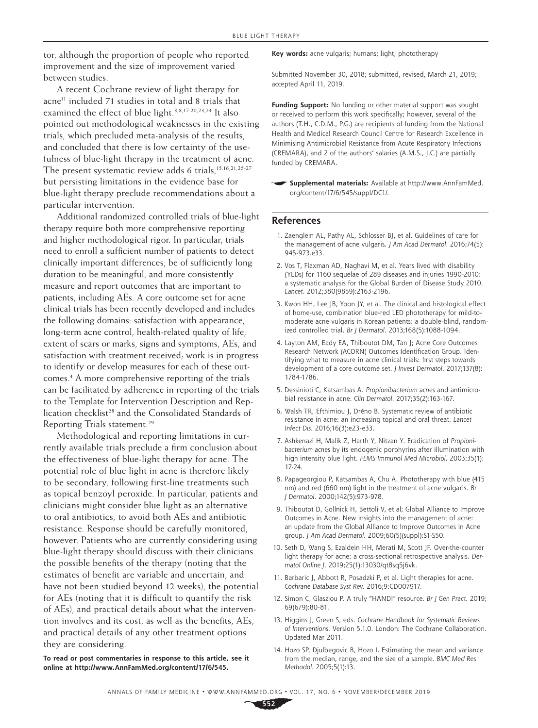tor, although the proportion of people who reported improvement and the size of improvement varied between studies.

A recent Cochrane review of light therapy for acne[11] included 71 studies in total and 8 trials that examined the effect of blue light.[3,8,17-20,23,24] It also pointed out methodological weaknesses in the existing trials, which precluded meta-analysis of the results, and concluded that there is low certainty of the usefulness of blue-light therapy in the treatment of acne. The present systematic review adds 6 trials,[15,16,21,25-27] but persisting limitations in the evidence base for blue-light therapy preclude recommendations about a particular intervention.

Additional randomized controlled trials of blue-light therapy require both more comprehensive reporting and higher methodological rigor. In particular, trials need to enroll a sufficient number of patients to detect clinically important differences, be of sufficiently long duration to be meaningful, and more consistently measure and report outcomes that are important to patients, including AEs. A core outcome set for acne clinical trials has been recently developed and includes the following domains: satisfaction with appearance, long-term acne control, health-related quality of life, extent of scars or marks, signs and symptoms, AEs, and satisfaction with treatment received; work is in progress to identify or develop measures for each of these outcomes.[4] A more comprehensive reporting of the trials can be facilitated by adherence in reporting of the trials to the Template for Intervention Description and Replication checklist[28] and the Consolidated Standards of Reporting Trials statement.[29]

Methodological and reporting limitations in currently available trials preclude a firm conclusion about the effectiveness of blue-light therapy for acne. The potential role of blue light in acne is therefore likely to be secondary, following first-line treatments such as topical benzoyl peroxide. In particular, patients and clinicians might consider blue light as an alternative to oral antibiotics, to avoid both AEs and antibiotic resistance. Response should be carefully monitored, however. Patients who are currently considering using blue-light therapy should discuss with their clinicians the possible benefits of the therapy (noting that the estimates of benefit are variable and uncertain, and have not been studied beyond 12 weeks), the potential for AEs (noting that it is difficult to quantify the risk of AEs), and practical details about what the intervention involves and its cost, as well as the benefits, AEs, and practical details of any other treatment options they are considering.

**To read or post commentaries in response to this article, see it online at http://www.AnnFamMed.org/content/17/6/545.**

**Key words:** acne vulgaris; humans; light; phototherapy

Submitted November 30, 2018; submitted, revised, March 21, 2019; accepted April 11, 2019.

**Funding Support:** No funding or other material support was sought or received to perform this work specifically; however, several of the authors (T.H., C.D.M., P.G.) are recipients of funding from the National Health and Medical Research Council Centre for Research Excellence in Minimising Antimicrobial Resistance from Acute Respiratory Infections (CREMARA), and 2 of the authors' salaries (A.M.S., J.C.) are partially funded by CREMARA.

**Supplemental materials:** Available at http://www.AnnFamMed.org/content/17/6/545/suppl/DC1/.

## References

1. Zaenglein AL, Pathy AL, Schlosser BJ, et al. Guidelines of care for the management of acne vulgaris. *J Am Acad Dermatol*. 2016;74(5): 945-973.e33.
2. Vos T, Flaxman AD, Naghavi M, et al. Years lived with disability (YLDs) for 1160 sequelae of 289 diseases and injuries 1990-2010: a systematic analysis for the Global Burden of Disease Study 2010. *Lancet*. 2012;380(9859):2163-2196.
3. Kwon HH, Lee JB, Yoon JY, et al. The clinical and histological effect of home-use, combination blue-red LED phototherapy for mild-to-moderate acne vulgaris in Korean patients: a double-blind, randomized controlled trial. *Br J Dermatol*. 2013;168(5):1088-1094.
4. Layton AM, Eady EA, Thiboutot DM, Tan J; Acne Core Outcomes Research Network (ACORN) Outcomes Identification Group. Identifying what to measure in acne clinical trials: first steps towards development of a core outcome set. *J Invest Dermatol*. 2017;137(8): 1784-1786.
5. Dessinioti C, Katsambas A. *Propionibacterium acnes* and antimicrobial resistance in acne. *Clin Dermatol*. 2017;35(2):163-167.
6. Walsh TR, Efthimiou J, Dréno B. Systematic review of antibiotic resistance in acne: an increasing topical and oral threat. *Lancet Infect Dis*. 2016;16(3):e23-e33.
7. Ashkenazi H, Malik Z, Harth Y, Nitzan Y. Eradication of *Propionibacterium acnes* by its endogenic porphyrins after illumination with high intensity blue light. *FEMS Immunol Med Microbiol*. 2003;35(1): 17-24.
8. Papageorgiou P, Katsambas A, Chu A. Phototherapy with blue (415 nm) and red (660 nm) light in the treatment of acne vulgaris. *Br J Dermatol*. 2000;142(5):973-978.
9. Thiboutot D, Gollnick H, Bettoli V, et al; Global Alliance to Improve Outcomes in Acne. New insights into the management of acne: an update from the Global Alliance to Improve Outcomes in Acne group. *J Am Acad Dermatol*. 2009;60(5)(suppl):S1-S50.
10. Seth D, Wang S, Ezaldein HH, Merati M, Scott JF. Over-the-counter light therapy for acne: a cross-sectional retrospective analysis. *Dermatol Online J*. 2019;25(1):13030/qt8sq5j6vk.
11. Barbaric J, Abbott R, Posadzki P, et al. Light therapies for acne. *Cochrane Database Syst Rev*. 2016;9:CD007917.
12. Simon C, Glasziou P. A truly "HANDI" resource. *Br J Gen Pract*. 2019; 69(679):80-81.
13. Higgins J, Green S, eds. *Cochrane Handbook for Systematic Reviews of Interventions*. Version 5.1.0. London: The Cochrane Collaboration. Updated Mar 2011.
14. Hozo SP, Djulbegovic B, Hozo I. Estimating the mean and variance from the median, range, and the size of a sample. *BMC Med Res Methodol*. 2005;5(1):13.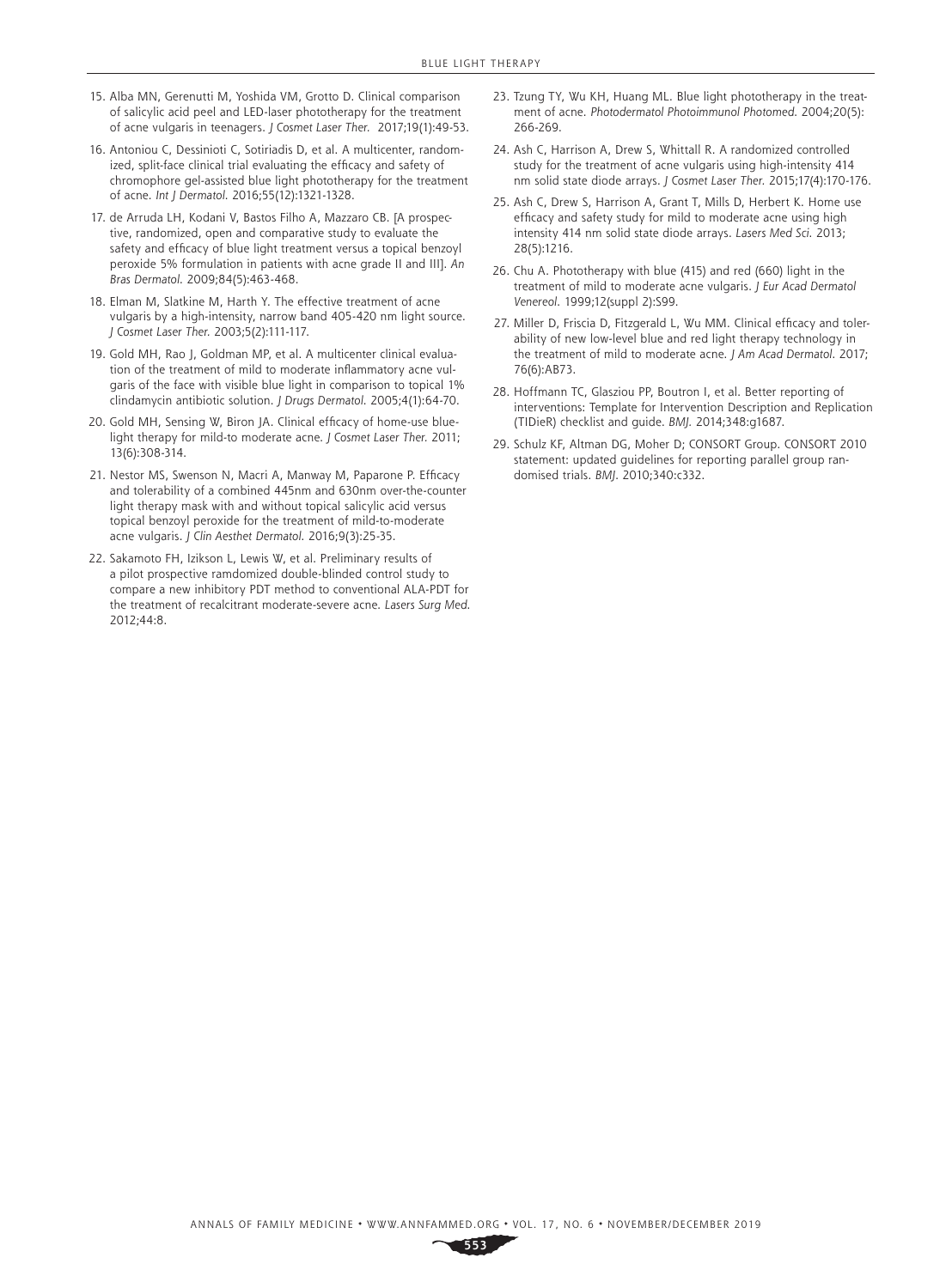15. Alba MN, Gerenutti M, Yoshida VM, Grotto D. Clinical comparison of salicylic acid peel and LED-laser phototherapy for the treatment of acne vulgaris in teenagers. *J Cosmet Laser Ther.* 2017;19(1):49-53.

16. Antoniou C, Dessinioti C, Sotiriadis D, et al. A multicenter, randomized, split-face clinical trial evaluating the efficacy and safety of chromophore gel-assisted blue light phototherapy for the treatment of acne. *Int J Dermatol.* 2016;55(12):1321-1328.

17. de Arruda LH, Kodani V, Bastos Filho A, Mazzaro CB. [A prospective, randomized, open and comparative study to evaluate the safety and efficacy of blue light treatment versus a topical benzoyl peroxide 5% formulation in patients with acne grade II and III]. *An Bras Dermatol.* 2009;84(5):463-468.

18. Elman M, Slatkine M, Harth Y. The effective treatment of acne vulgaris by a high-intensity, narrow band 405-420 nm light source. *J Cosmet Laser Ther.* 2003;5(2):111-117.

19. Gold MH, Rao J, Goldman MP, et al. A multicenter clinical evaluation of the treatment of mild to moderate inflammatory acne vulgaris of the face with visible blue light in comparison to topical 1% clindamycin antibiotic solution. *J Drugs Dermatol.* 2005;4(1):64-70.

20. Gold MH, Sensing W, Biron JA. Clinical efficacy of home-use blue-light therapy for mild-to moderate acne. *J Cosmet Laser Ther.* 2011; 13(6):308-314.

21. Nestor MS, Swenson N, Macri A, Manway M, Paparone P. Efficacy and tolerability of a combined 445nm and 630nm over-the-counter light therapy mask with and without topical salicylic acid versus topical benzoyl peroxide for the treatment of mild-to-moderate acne vulgaris. *J Clin Aesthet Dermatol.* 2016;9(3):25-35.

22. Sakamoto FH, Izikson L, Lewis W, et al. Preliminary results of a pilot prospective ramdomized double-blinded control study to compare a new inhibitory PDT method to conventional ALA-PDT for the treatment of recalcitrant moderate-severe acne. *Lasers Surg Med.* 2012;44:8.

23. Tzung TY, Wu KH, Huang ML. Blue light phototherapy in the treatment of acne. *Photodermatol Photoimmunol Photomed.* 2004;20(5): 266-269.

24. Ash C, Harrison A, Drew S, Whittall R. A randomized controlled study for the treatment of acne vulgaris using high-intensity 414 nm solid state diode arrays. *J Cosmet Laser Ther.* 2015;17(4):170-176.

25. Ash C, Drew S, Harrison A, Grant T, Mills D, Herbert K. Home use efficacy and safety study for mild to moderate acne using high intensity 414 nm solid state diode arrays. *Lasers Med Sci.* 2013; 28(5):1216.

26. Chu A. Phototherapy with blue (415) and red (660) light in the treatment of mild to moderate acne vulgaris. *J Eur Acad Dermatol Venereol.* 1999;12(suppl 2):S99.

27. Miller D, Friscia D, Fitzgerald L, Wu MM. Clinical efficacy and tolerability of new low-level blue and red light therapy technology in the treatment of mild to moderate acne. *J Am Acad Dermatol.* 2017; 76(6):AB73.

28. Hoffmann TC, Glasziou PP, Boutron I, et al. Better reporting of interventions: Template for Intervention Description and Replication (TIDieR) checklist and guide. *BMJ.* 2014;348:g1687.

29. Schulz KF, Altman DG, Moher D; CONSORT Group. CONSORT 2010 statement: updated guidelines for reporting parallel group randomised trials. *BMJ.* 2010;340:c332.